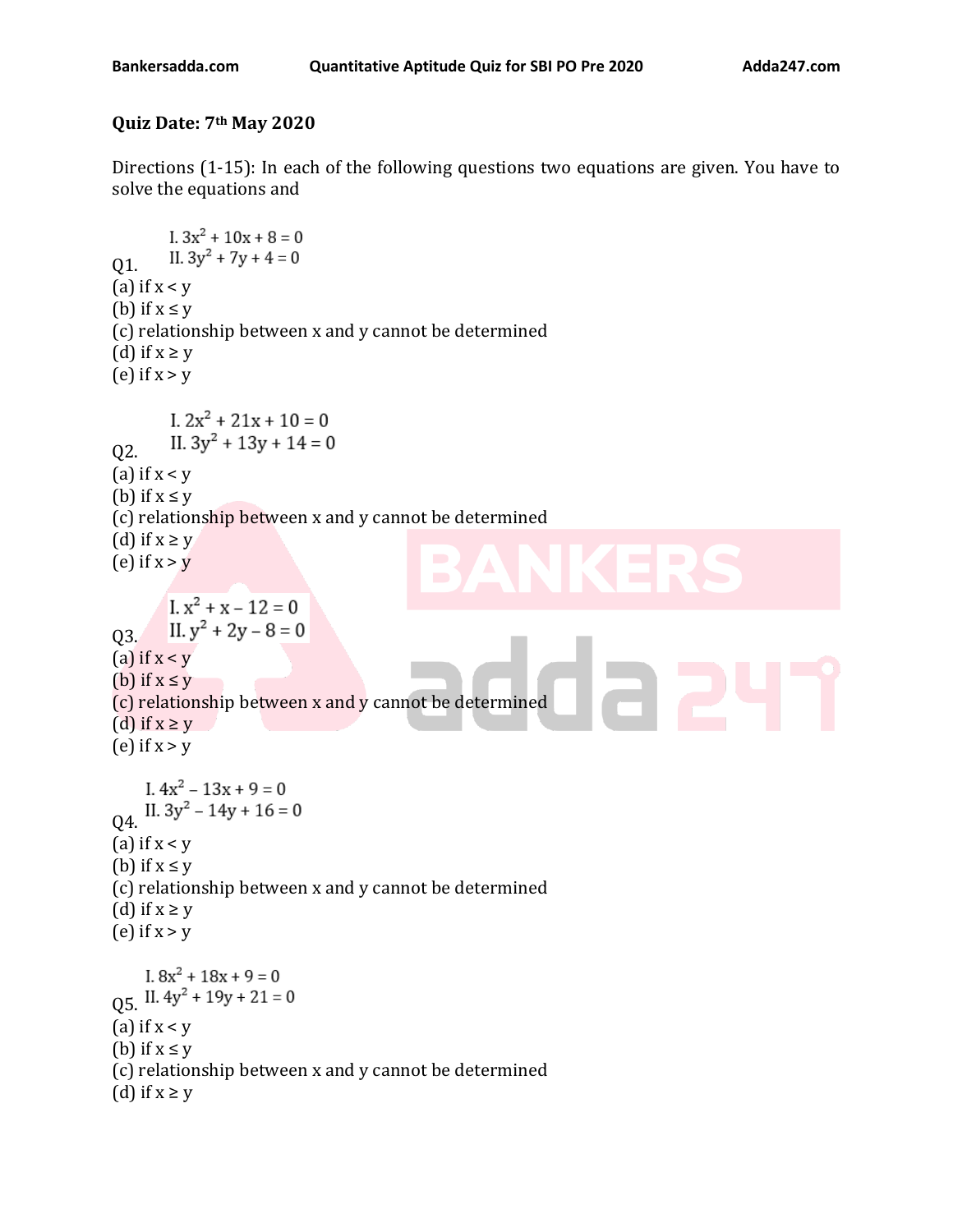**Quiz Date: 7th May 2020**

Directions (1-15): In each of the following questions two equations are given. You have to solve the equations and

Q1.
I. $3x^2 + 10x + 8 = 0$
II. $3y^2 + 7y + 4 = 0$

(a) if $x < y$
(b) if $x \leq y$
(c) relationship between x and y cannot be determined
(d) if $x \geq y$
(e) if $x > y$

Q2.
I. $2x^2 + 21x + 10 = 0$
II. $3y^2 + 13y + 14 = 0$

(a) if $x < y$
(b) if $x \leq y$
(c) relationship between x and y cannot be determined
(d) if $x \geq y$
(e) if $x > y$

Q3.
I. $x^2 + x - 12 = 0$
II. $y^2 + 2y - 8 = 0$

(a) if $x < y$
(b) if $x \leq y$
(c) relationship between x and y cannot be determined
(d) if $x \geq y$
(e) if $x > y$

Q4.
I. $4x^2 - 13x + 9 = 0$
II. $3y^2 - 14y + 16 = 0$

(a) if $x < y$
(b) if $x \leq y$
(c) relationship between x and y cannot be determined
(d) if $x \geq y$
(e) if $x > y$

Q5.
I. $8x^2 + 18x + 9 = 0$
II. $4y^2 + 19y + 21 = 0$

(a) if $x < y$
(b) if $x \leq y$
(c) relationship between x and y cannot be determined
(d) if $x \geq y$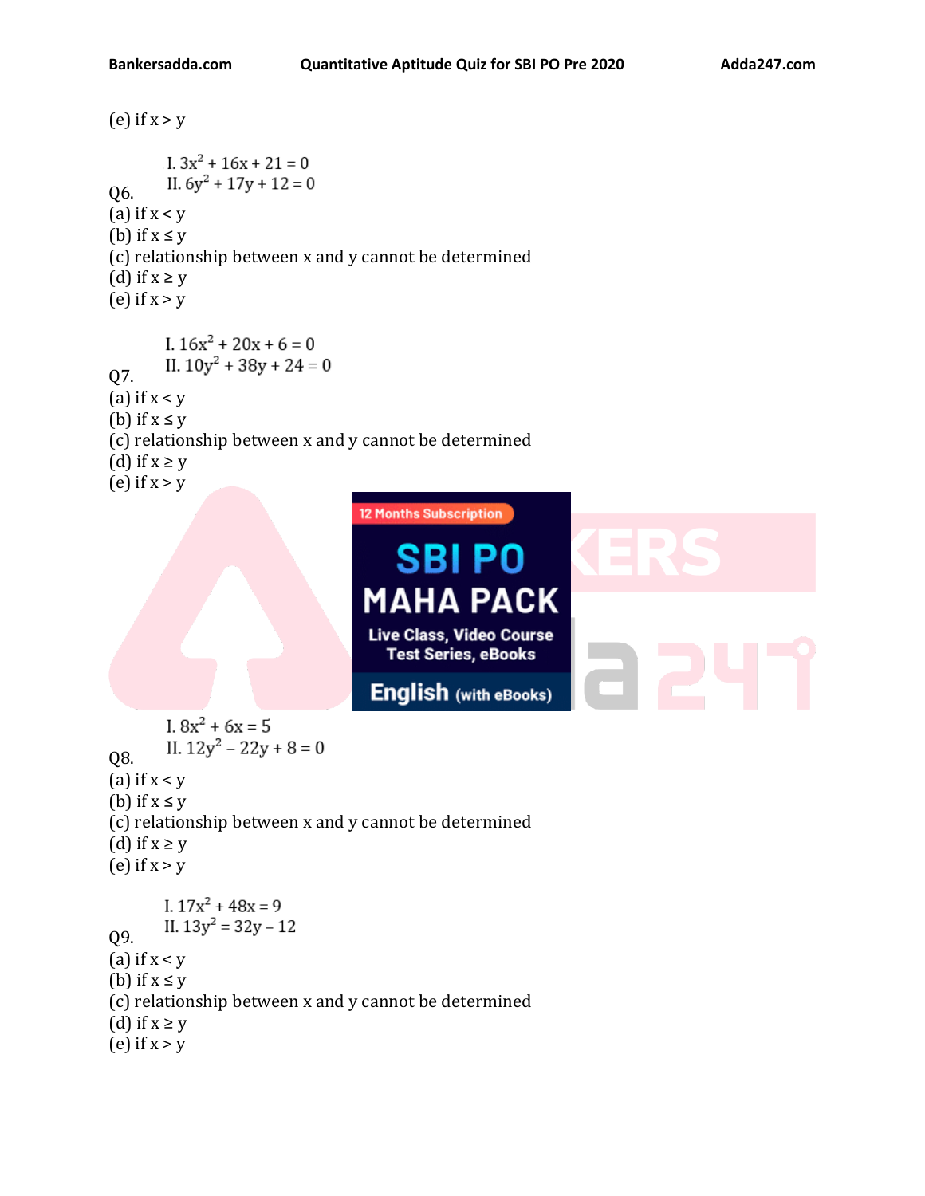(e) if $x > y$

Q6.

I. $3x^2 + 16x + 21 = 0$

II. $6y^2 + 17y + 12 = 0$

(a) if $x < y$
(b) if $x \leq y$
(c) relationship between x and y cannot be determined
(d) if $x \geq y$
(e) if $x > y$

Q7.

I. $16x^2 + 20x + 6 = 0$

II. $10y^2 + 38y + 24 = 0$

(a) if $x < y$
(b) if $x \leq y$
(c) relationship between x and y cannot be determined
(d) if $x \geq y$
(e) if $x > y$

Q8.

I. $8x^2 + 6x = 5$

II. $12y^2 - 22y + 8 = 0$

(a) if $x < y$
(b) if $x \leq y$
(c) relationship between x and y cannot be determined
(d) if $x \geq y$
(e) if $x > y$

Q9.

I. $17x^2 + 48x = 9$

II. $13y^2 = 32y - 12$

(a) if $x < y$
(b) if $x \leq y$
(c) relationship between x and y cannot be determined
(d) if $x \geq y$
(e) if $x > y$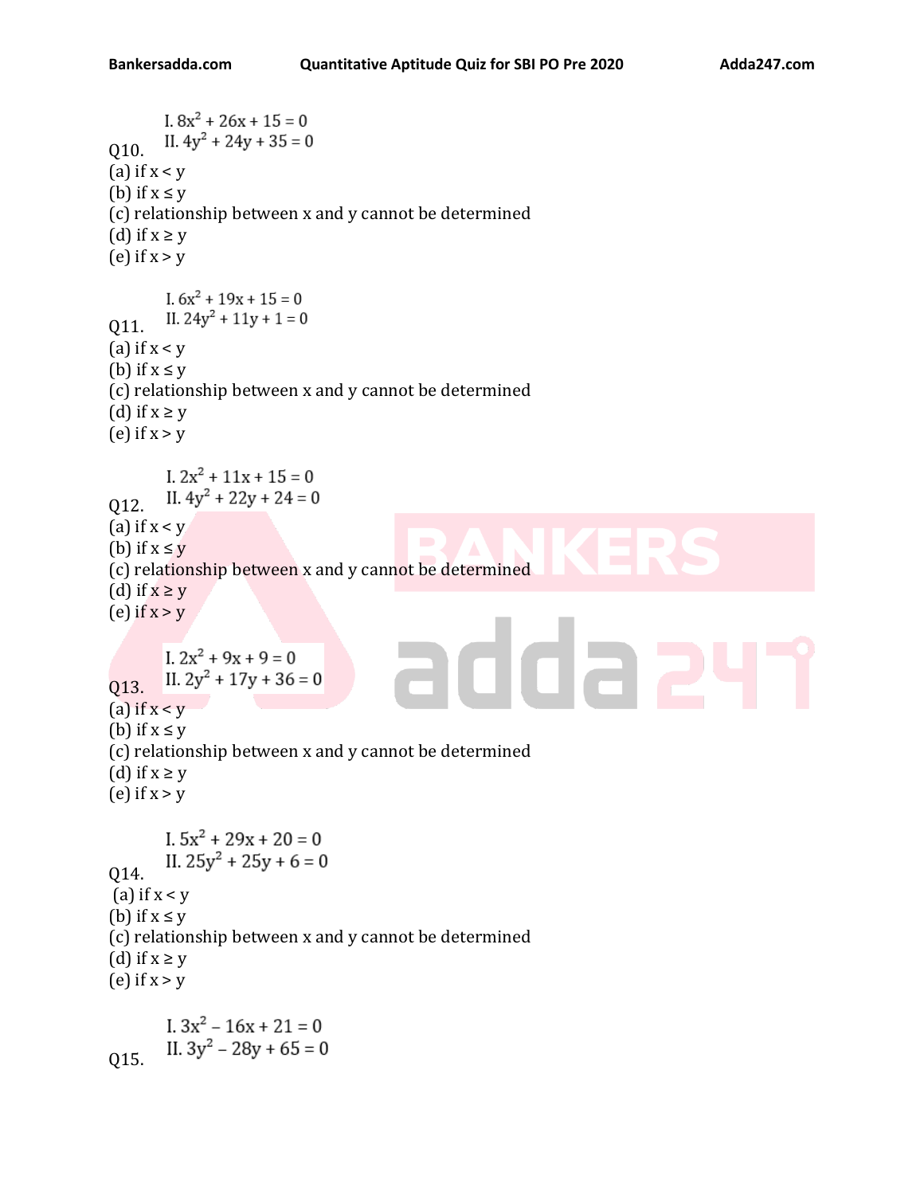Q10.

I. $8x^2 + 26x + 15 = 0$

II. $4y^2 + 24y + 35 = 0$

(a) if $x < y$
(b) if $x \le y$
(c) relationship between x and y cannot be determined
(d) if $x \ge y$
(e) if $x > y$

Q11.

I. $6x^2 + 19x + 15 = 0$

II. $24y^2 + 11y + 1 = 0$

(a) if $x < y$
(b) if $x \le y$
(c) relationship between x and y cannot be determined
(d) if $x \ge y$
(e) if $x > y$

Q12.

I. $2x^2 + 11x + 15 = 0$

II. $4y^2 + 22y + 24 = 0$

(a) if $x < y$
(b) if $x \le y$
(c) relationship between x and y cannot be determined
(d) if $x \ge y$
(e) if $x > y$

Q13.

I. $2x^2 + 9x + 9 = 0$

II. $2y^2 + 17y + 36 = 0$

(a) if $x < y$
(b) if $x \le y$
(c) relationship between x and y cannot be determined
(d) if $x \ge y$
(e) if $x > y$

Q14.

I. $5x^2 + 29x + 20 = 0$

II. $25y^2 + 25y + 6 = 0$

(a) if $x < y$
(b) if $x \le y$
(c) relationship between x and y cannot be determined
(d) if $x \ge y$
(e) if $x > y$

Q15.

I. $3x^2 – 16x + 21 = 0$

II. $3y^2 – 28y + 65 = 0$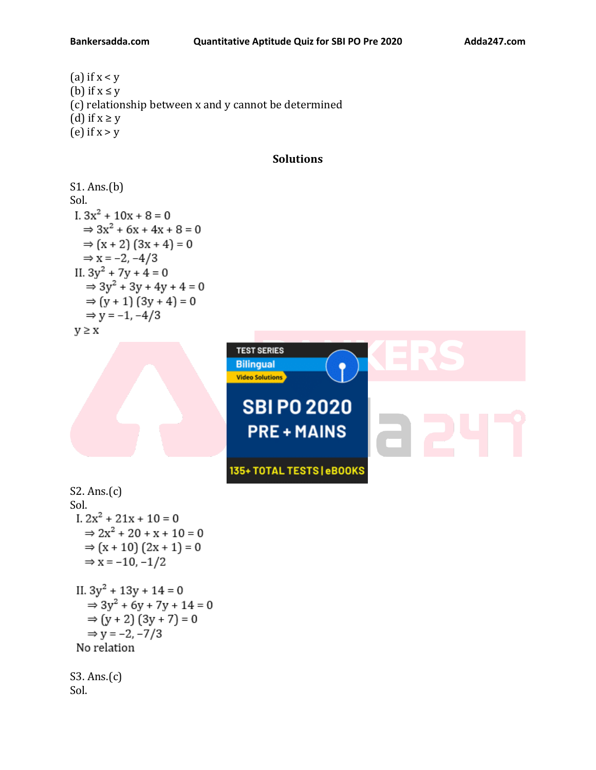(a) if $x < y$
(b) if $x \leq y$
(c) relationship between x and y cannot be determined
(d) if $x \geq y$
(e) if $x > y$

## Solutions

S1. Ans.(b)
Sol.
I. $3x^2 + 10x + 8 = 0$
$\Rightarrow 3x^2 + 6x + 4x + 8 = 0$
$\Rightarrow (x + 2)(3x + 4) = 0$
$\Rightarrow x = -2, -4/3$
II. $3y^2 + 7y + 4 = 0$
$\Rightarrow 3y^2 + 3y + 4y + 4 = 0$
$\Rightarrow (y + 1)(3y + 4) = 0$
$\Rightarrow y = -1, -4/3$
$y \geq x$

S2. Ans.(c)
Sol.
I. $2x^2 + 21x + 10 = 0$
$\Rightarrow 2x^2 + 20 + x + 10 = 0$
$\Rightarrow (x + 10)(2x + 1) = 0$
$\Rightarrow x = -10, -1/2$

II. $3y^2 + 13y + 14 = 0$
$\Rightarrow 3y^2 + 6y + 7y + 14 = 0$
$\Rightarrow (y + 2)(3y + 7) = 0$
$\Rightarrow y = -2, -7/3$
No relation

S3. Ans.(c)
Sol.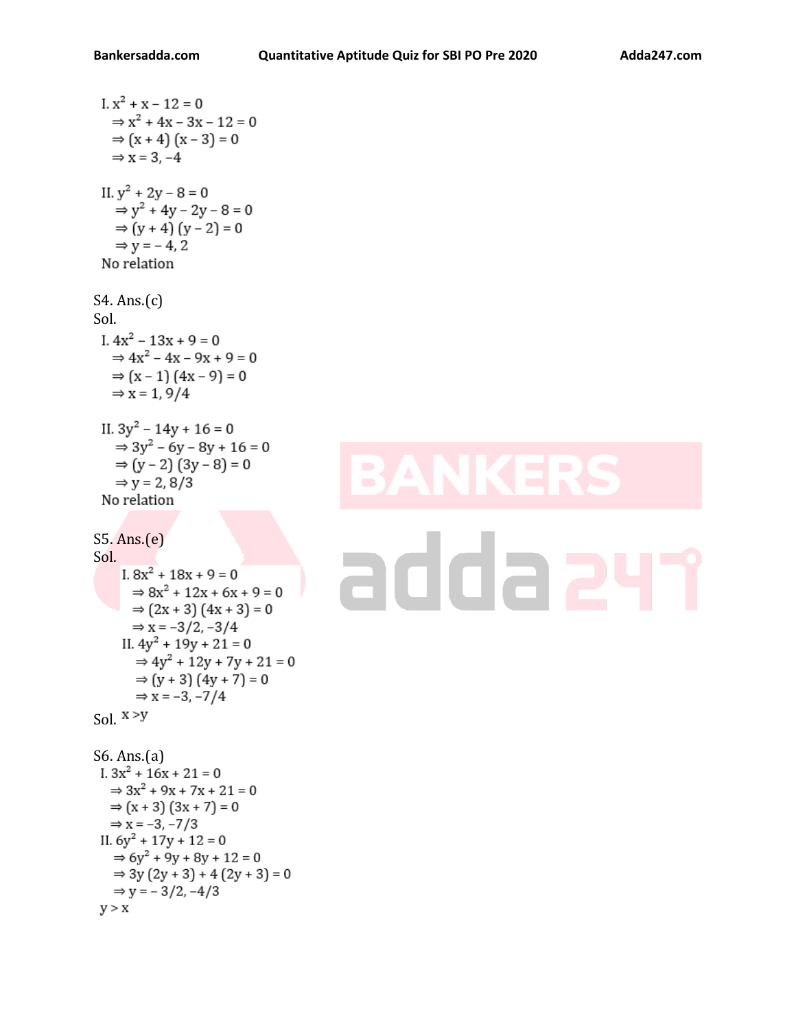I. $x^2 + x - 12 = 0$

$\Rightarrow x^2 + 4x - 3x - 12 = 0$

$\Rightarrow (x + 4)(x - 3) = 0$

$\Rightarrow x = 3, -4$

II. $y^2 + 2y - 8 = 0$

$\Rightarrow y^2 + 4y - 2y - 8 = 0$

$\Rightarrow (y + 4)(y - 2) = 0$

$\Rightarrow y = -4, 2$

No relation

S4. Ans.(c)

Sol.

I. $4x^2 - 13x + 9 = 0$

$\Rightarrow 4x^2 - 4x - 9x + 9 = 0$

$\Rightarrow (x - 1)(4x - 9) = 0$

$\Rightarrow x = 1, 9/4$

II. $3y^2 - 14y + 16 = 0$

$\Rightarrow 3y^2 - 6y - 8y + 16 = 0$

$\Rightarrow (y - 2)(3y - 8) = 0$

$\Rightarrow y = 2, 8/3$

No relation

S5. Ans.(e)

Sol.

I. $8x^2 + 18x + 9 = 0$

$\Rightarrow 8x^2 + 12x + 6x + 9 = 0$

$\Rightarrow (2x + 3)(4x + 3) = 0$

$\Rightarrow x = -3/2, -3/4$

II. $4y^2 + 19y + 21 = 0$

$\Rightarrow 4y^2 + 12y + 7y + 21 = 0$

$\Rightarrow (y + 3)(4y + 7) = 0$

$\Rightarrow x = -3, -7/4$

Sol. $x > y$

S6. Ans.(a)

I. $3x^2 + 16x + 21 = 0$

$\Rightarrow 3x^2 + 9x + 7x + 21 = 0$

$\Rightarrow (x + 3)(3x + 7) = 0$

$\Rightarrow x = -3, -7/3$

II. $6y^2 + 17y + 12 = 0$

$\Rightarrow 6y^2 + 9y + 8y + 12 = 0$

$\Rightarrow 3y(2y + 3) + 4(2y + 3) = 0$

$\Rightarrow y = -3/2, -4/3$

$y > x$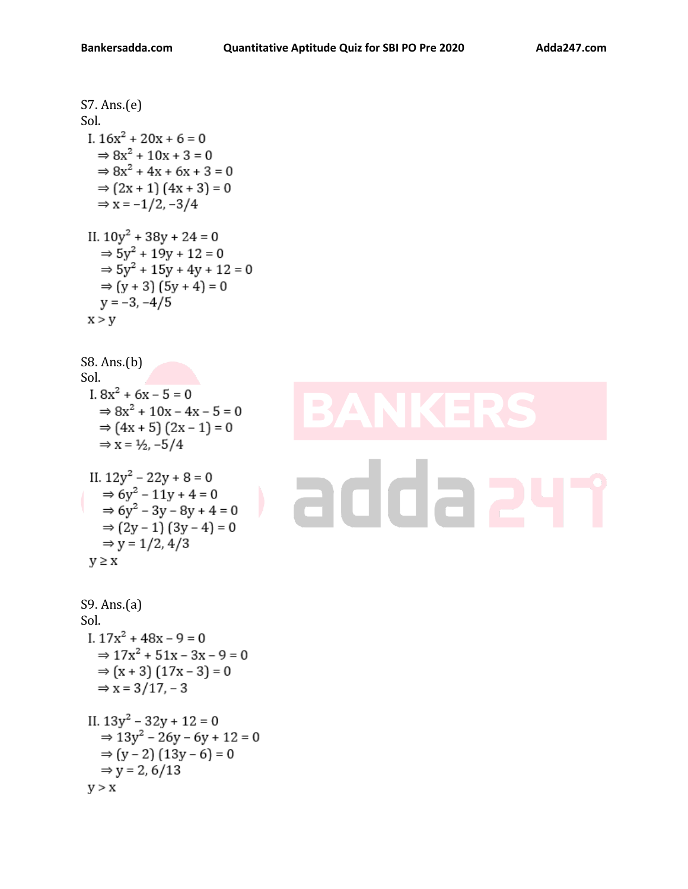S7. Ans.(e)

Sol.

I. $16x^2 + 20x + 6 = 0$

$\Rightarrow 8x^2 + 10x + 3 = 0$

$\Rightarrow 8x^2 + 4x + 6x + 3 = 0$

$\Rightarrow (2x + 1)(4x + 3) = 0$

$\Rightarrow x = -1/2, -3/4$

II. $10y^2 + 38y + 24 = 0$

$\Rightarrow 5y^2 + 19y + 12 = 0$

$\Rightarrow 5y^2 + 15y + 4y + 12 = 0$

$\Rightarrow (y + 3)(5y + 4) = 0$

$y = -3, -4/5$

$x > y$

S8. Ans.(b)

Sol.

I. $8x^2 + 6x - 5 = 0$

$\Rightarrow 8x^2 + 10x - 4x - 5 = 0$

$\Rightarrow (4x + 5)(2x - 1) = 0$

$\Rightarrow x = ½, -5/4$

II. $12y^2 - 22y + 8 = 0$

$\Rightarrow 6y^2 - 11y + 4 = 0$

$\Rightarrow 6y^2 - 3y - 8y + 4 = 0$

$\Rightarrow (2y - 1)(3y - 4) = 0$

$\Rightarrow y = 1/2, 4/3$

$y \geq x$

S9. Ans.(a)

Sol.

I. $17x^2 + 48x - 9 = 0$

$\Rightarrow 17x^2 + 51x - 3x - 9 = 0$

$\Rightarrow (x + 3)(17x - 3) = 0$

$\Rightarrow x = 3/17, -3$

II. $13y^2 - 32y + 12 = 0$

$\Rightarrow 13y^2 - 26y - 6y + 12 = 0$

$\Rightarrow (y - 2)(13y - 6) = 0$

$\Rightarrow y = 2, 6/13$

$y > x$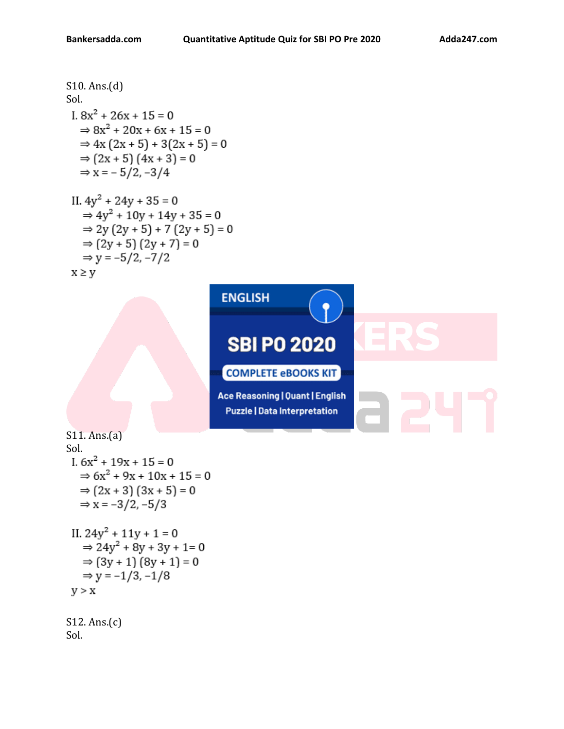S10. Ans.(d)

Sol.

I. $8x^2 + 26x + 15 = 0$

$\Rightarrow 8x^2 + 20x + 6x + 15 = 0$

$\Rightarrow 4x(2x + 5) + 3(2x + 5) = 0$

$\Rightarrow (2x + 5)(4x + 3) = 0$

$\Rightarrow x = -5/2, -3/4$

II. $4y^2 + 24y + 35 = 0$

$\Rightarrow 4y^2 + 10y + 14y + 35 = 0$

$\Rightarrow 2y(2y + 5) + 7(2y + 5) = 0$

$\Rightarrow (2y + 5)(2y + 7) = 0$

$\Rightarrow y = -5/2, -7/2$

$x \geq y$

S11. Ans.(a)

Sol.

I. $6x^2 + 19x + 15 = 0$

$\Rightarrow 6x^2 + 9x + 10x + 15 = 0$

$\Rightarrow (2x + 3)(3x + 5) = 0$

$\Rightarrow x = -3/2, -5/3$

II. $24y^2 + 11y + 1 = 0$

$\Rightarrow 24y^2 + 8y + 3y + 1 = 0$

$\Rightarrow (3y + 1)(8y + 1) = 0$

$\Rightarrow y = -1/3, -1/8$

$y > x$

S12. Ans.(c)

Sol.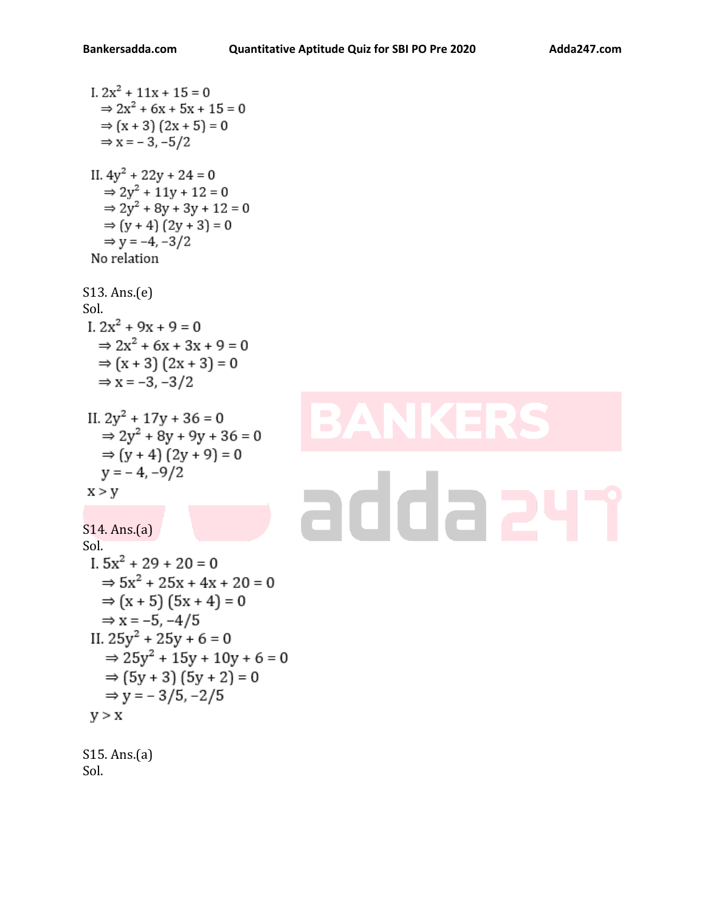I. $2x^2 + 11x + 15 = 0$

$\Rightarrow 2x^2 + 6x + 5x + 15 = 0$

$\Rightarrow (x + 3)(2x + 5) = 0$

$\Rightarrow x = -3, -5/2$

II. $4y^2 + 22y + 24 = 0$

$\Rightarrow 2y^2 + 11y + 12 = 0$

$\Rightarrow 2y^2 + 8y + 3y + 12 = 0$

$\Rightarrow (y + 4)(2y + 3) = 0$

$\Rightarrow y = -4, -3/2$

No relation

S13. Ans.(e)

Sol.

I. $2x^2 + 9x + 9 = 0$

$\Rightarrow 2x^2 + 6x + 3x + 9 = 0$

$\Rightarrow (x + 3)(2x + 3) = 0$

$\Rightarrow x = -3, -3/2$

II. $2y^2 + 17y + 36 = 0$

$\Rightarrow 2y^2 + 8y + 9y + 36 = 0$

$\Rightarrow (y + 4)(2y + 9) = 0$

$y = -4, -9/2$

$x > y$

S14. Ans.(a)

Sol.

I. $5x^2 + 29 + 20 = 0$

$\Rightarrow 5x^2 + 25x + 4x + 20 = 0$

$\Rightarrow (x + 5)(5x + 4) = 0$

$\Rightarrow x = -5, -4/5$

II. $25y^2 + 25y + 6 = 0$

$\Rightarrow 25y^2 + 15y + 10y + 6 = 0$

$\Rightarrow (5y + 3)(5y + 2) = 0$

$\Rightarrow y = -3/5, -2/5$

$y > x$

S15. Ans.(a)

Sol.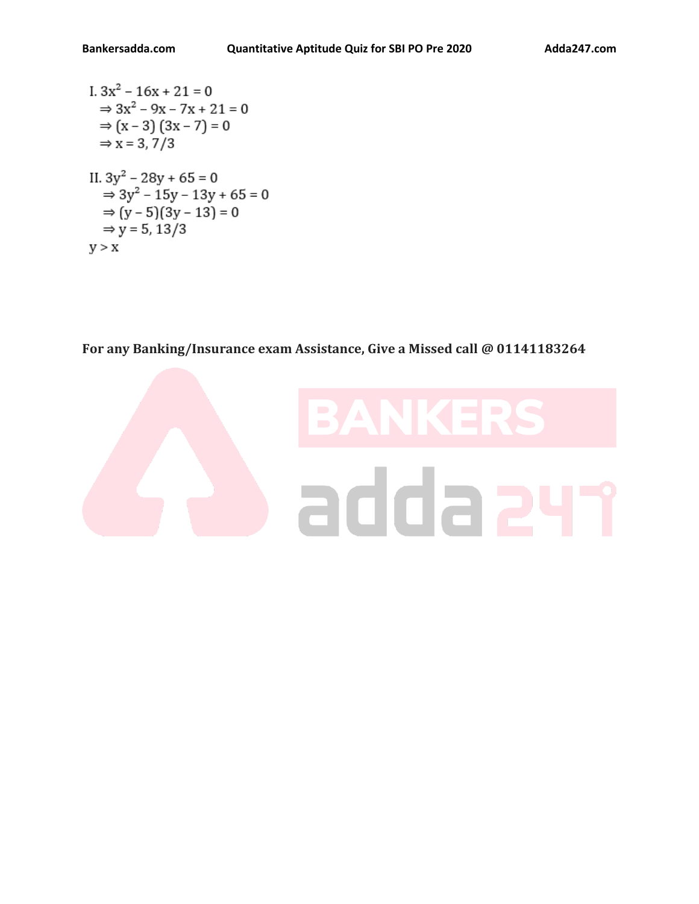I. $3x^2 - 16x + 21 = 0$

$\Rightarrow 3x^2 - 9x - 7x + 21 = 0$

$\Rightarrow (x - 3)(3x - 7) = 0$

$\Rightarrow x = 3, 7/3$

II. $3y^2 - 28y + 65 = 0$

$\Rightarrow 3y^2 - 15y - 13y + 65 = 0$

$\Rightarrow (y - 5)(3y - 13) = 0$

$\Rightarrow y = 5, 13/3$

$y > x$

**For any Banking/Insurance exam Assistance, Give a Missed call @ 01141183264**